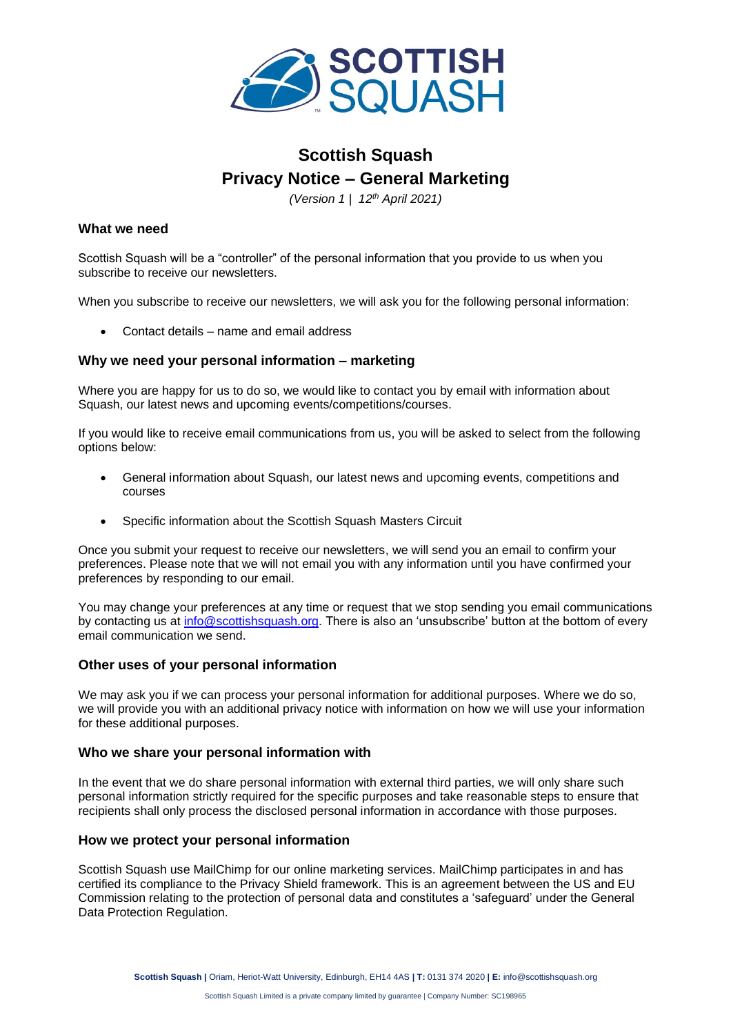# Scottish Squash
# Privacy Notice – General Marketing

*(Version 1 | 12th April 2021)*

### What we need

Scottish Squash will be a "controller" of the personal information that you provide to us when you subscribe to receive our newsletters.

When you subscribe to receive our newsletters, we will ask you for the following personal information:

- Contact details – name and email address

### Why we need your personal information – marketing

Where you are happy for us to do so, we would like to contact you by email with information about Squash, our latest news and upcoming events/competitions/courses.

If you would like to receive email communications from us, you will be asked to select from the following options below:

- General information about Squash, our latest news and upcoming events, competitions and courses
- Specific information about the Scottish Squash Masters Circuit

Once you submit your request to receive our newsletters, we will send you an email to confirm your preferences. Please note that we will not email you with any information until you have confirmed your preferences by responding to our email.

You may change your preferences at any time or request that we stop sending you email communications by contacting us at info@scottishsquash.org. There is also an 'unsubscribe' button at the bottom of every email communication we send.

### Other uses of your personal information

We may ask you if we can process your personal information for additional purposes. Where we do so, we will provide you with an additional privacy notice with information on how we will use your information for these additional purposes.

### Who we share your personal information with

In the event that we do share personal information with external third parties, we will only share such personal information strictly required for the specific purposes and take reasonable steps to ensure that recipients shall only process the disclosed personal information in accordance with those purposes.

### How we protect your personal information

Scottish Squash use MailChimp for our online marketing services. MailChimp participates in and has certified its compliance to the Privacy Shield framework. This is an agreement between the US and EU Commission relating to the protection of personal data and constitutes a 'safeguard' under the General Data Protection Regulation.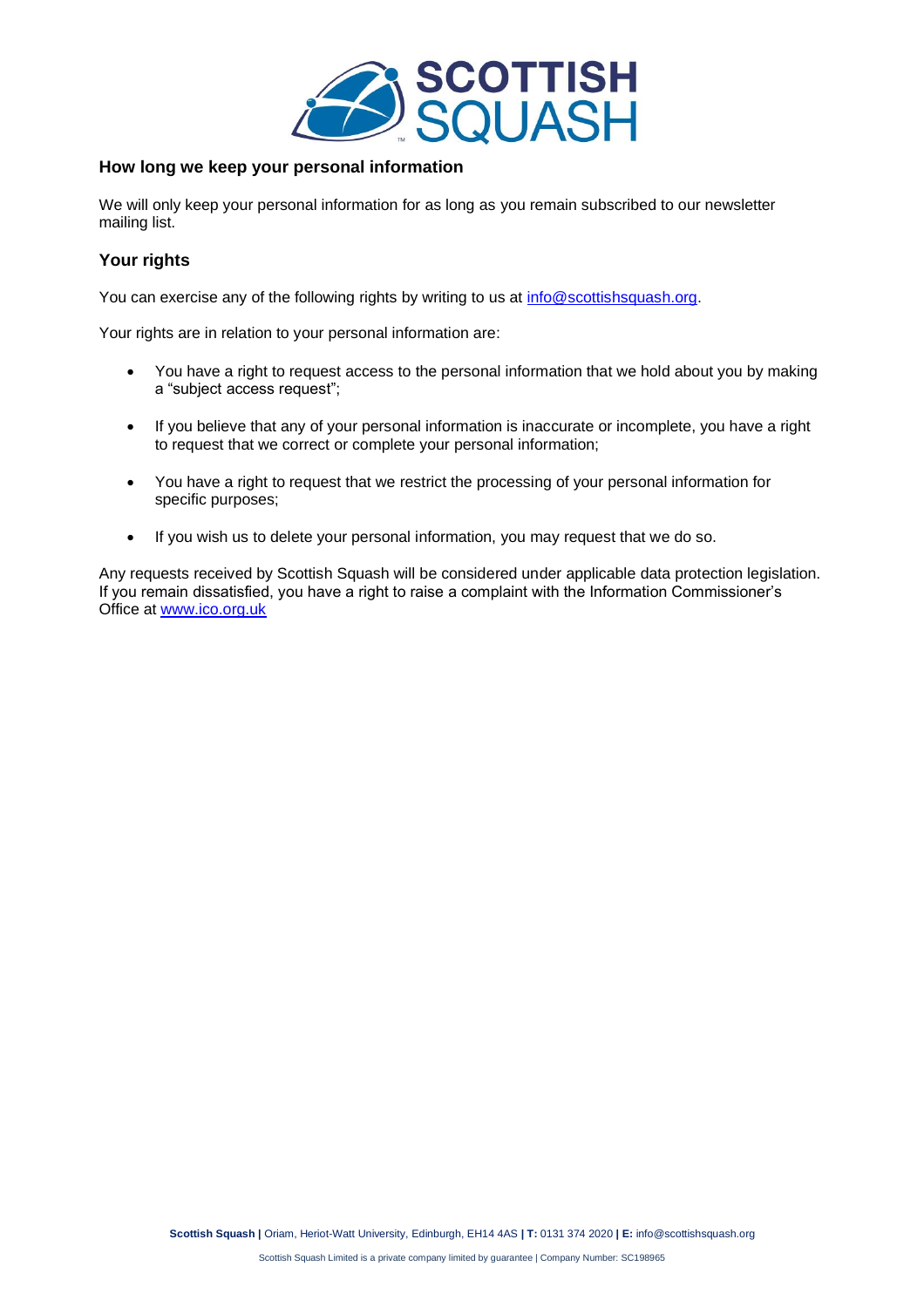### How long we keep your personal information

We will only keep your personal information for as long as you remain subscribed to our newsletter mailing list.

### Your rights

You can exercise any of the following rights by writing to us at info@scottishsquash.org.

Your rights are in relation to your personal information are:

- You have a right to request access to the personal information that we hold about you by making a "subject access request";
- If you believe that any of your personal information is inaccurate or incomplete, you have a right to request that we correct or complete your personal information;
- You have a right to request that we restrict the processing of your personal information for specific purposes;
- If you wish us to delete your personal information, you may request that we do so.

Any requests received by Scottish Squash will be considered under applicable data protection legislation. If you remain dissatisfied, you have a right to raise a complaint with the Information Commissioner's Office at www.ico.org.uk